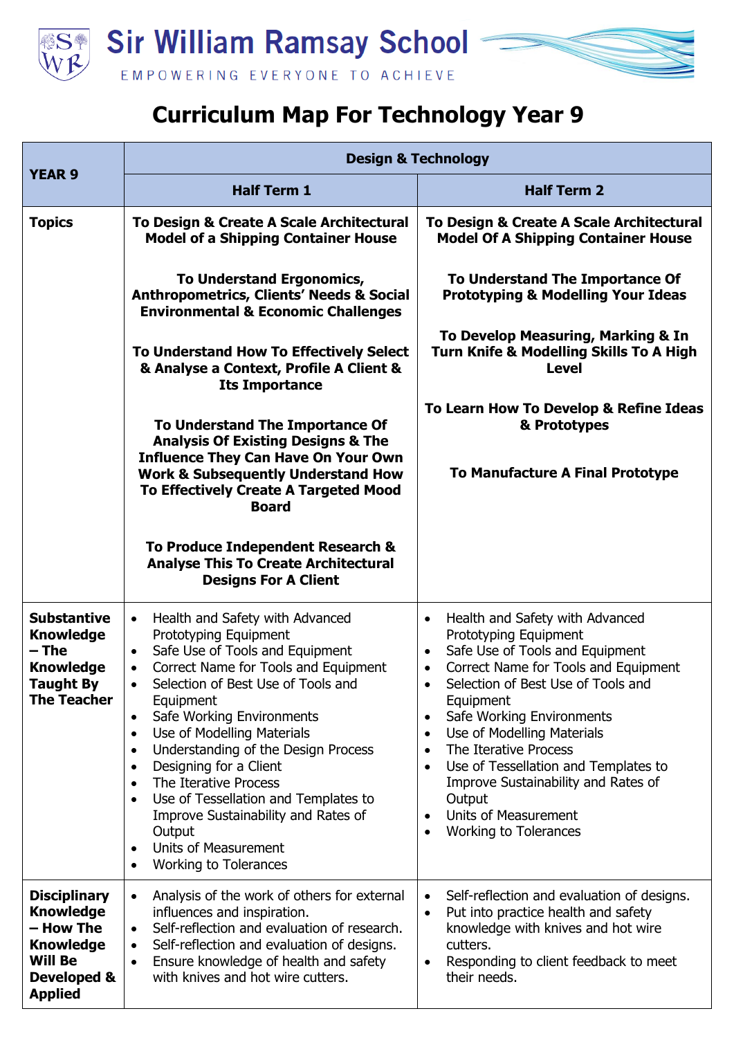# Sir William Ramsay School

EMPOWERING EVERYONE TO ACHIEVE

## Curriculum Map For Technology Year 9

| YEAR 9 | Design & Technology | |
|---|---|---|
| | **Half Term 1** | **Half Term 2** |
| **Topics** | **To Design & Create A Scale Architectural Model of a Shipping Container House**<br><br>**To Understand Ergonomics, Anthropometrics, Clients' Needs & Social Environmental & Economic Challenges**<br><br>**To Understand How To Effectively Select & Analyse a Context, Profile A Client & Its Importance**<br><br>**To Understand The Importance Of Analysis Of Existing Designs & The Influence They Can Have On Your Own Work & Subsequently Understand How To Effectively Create A Targeted Mood Board**<br><br>**To Produce Independent Research & Analyse This To Create Architectural Designs For A Client** | **To Design & Create A Scale Architectural Model Of A Shipping Container House**<br><br>**To Understand The Importance Of Prototyping & Modelling Your Ideas**<br><br>**To Develop Measuring, Marking & In Turn Knife & Modelling Skills To A High Level**<br><br>**To Learn How To Develop & Refine Ideas & Prototypes**<br><br>**To Manufacture A Final Prototype** |
| **Substantive Knowledge – The Knowledge Taught By The Teacher** | • Health and Safety with Advanced Prototyping Equipment<br>• Safe Use of Tools and Equipment<br>• Correct Name for Tools and Equipment<br>• Selection of Best Use of Tools and Equipment<br>• Safe Working Environments<br>• Use of Modelling Materials<br>• Understanding of the Design Process<br>• Designing for a Client<br>• The Iterative Process<br>• Use of Tessellation and Templates to Improve Sustainability and Rates of Output<br>• Units of Measurement<br>• Working to Tolerances | • Health and Safety with Advanced Prototyping Equipment<br>• Safe Use of Tools and Equipment<br>• Correct Name for Tools and Equipment<br>• Selection of Best Use of Tools and Equipment<br>• Safe Working Environments<br>• Use of Modelling Materials<br>• The Iterative Process<br>• Use of Tessellation and Templates to Improve Sustainability and Rates of Output<br>• Units of Measurement<br>• Working to Tolerances |
| **Disciplinary Knowledge – How The Knowledge Will Be Developed & Applied** | • Analysis of the work of others for external influences and inspiration.<br>• Self-reflection and evaluation of research.<br>• Self-reflection and evaluation of designs.<br>• Ensure knowledge of health and safety with knives and hot wire cutters. | • Self-reflection and evaluation of designs.<br>• Put into practice health and safety knowledge with knives and hot wire cutters.<br>• Responding to client feedback to meet their needs. |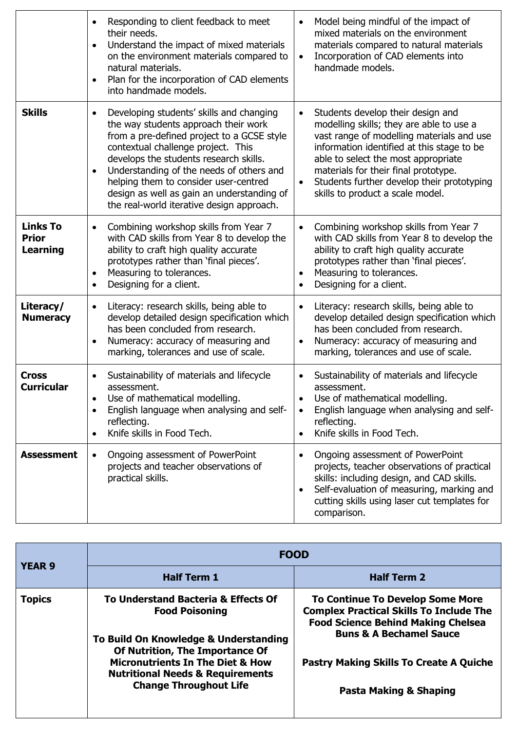| | | |
|---|---|---|
| | • Responding to client feedback to meet their needs.<br>• Understand the impact of mixed materials on the environment materials compared to natural materials.<br>• Plan for the incorporation of CAD elements into handmade models. | • Model being mindful of the impact of mixed materials on the environment materials compared to natural materials<br>• Incorporation of CAD elements into handmade models. |
| **Skills** | • Developing students' skills and changing the way students approach their work from a pre-defined project to a GCSE style contextual challenge project. This develops the students research skills.<br>• Understanding of the needs of others and helping them to consider user-centred design as well as gain an understanding of the real-world iterative design approach. | • Students develop their design and modelling skills; they are able to use a vast range of modelling materials and use information identified at this stage to be able to select the most appropriate materials for their final prototype.<br>• Students further develop their prototyping skills to product a scale model. |
| **Links To Prior Learning** | • Combining workshop skills from Year 7 with CAD skills from Year 8 to develop the ability to craft high quality accurate prototypes rather than 'final pieces'.<br>• Measuring to tolerances.<br>• Designing for a client. | • Combining workshop skills from Year 7 with CAD skills from Year 8 to develop the ability to craft high quality accurate prototypes rather than 'final pieces'.<br>• Measuring to tolerances.<br>• Designing for a client. |
| **Literacy/ Numeracy** | • Literacy: research skills, being able to develop detailed design specification which has been concluded from research.<br>• Numeracy: accuracy of measuring and marking, tolerances and use of scale. | • Literacy: research skills, being able to develop detailed design specification which has been concluded from research.<br>• Numeracy: accuracy of measuring and marking, tolerances and use of scale. |
| **Cross Curricular** | • Sustainability of materials and lifecycle assessment.<br>• Use of mathematical modelling.<br>• English language when analysing and self-reflecting.<br>• Knife skills in Food Tech. | • Sustainability of materials and lifecycle assessment.<br>• Use of mathematical modelling.<br>• English language when analysing and self-reflecting.<br>• Knife skills in Food Tech. |
| **Assessment** | • Ongoing assessment of PowerPoint projects and teacher observations of practical skills. | • Ongoing assessment of PowerPoint projects, teacher observations of practical skills: including design, and CAD skills.<br>• Self-evaluation of measuring, marking and cutting skills using laser cut templates for comparison. |

| **YEAR 9** | **FOOD** | |
|---|---|---|
| | **Half Term 1** | **Half Term 2** |
| **Topics** | **To Understand Bacteria & Effects Of Food Poisoning**<br><br>**To Build On Knowledge & Understanding Of Nutrition, The Importance Of Micronutrients In The Diet & How Nutritional Needs & Requirements Change Throughout Life** | **To Continue To Develop Some More Complex Practical Skills To Include The Food Science Behind Making Chelsea Buns & A Bechamel Sauce**<br><br>**Pastry Making Skills To Create A Quiche**<br><br>**Pasta Making & Shaping** |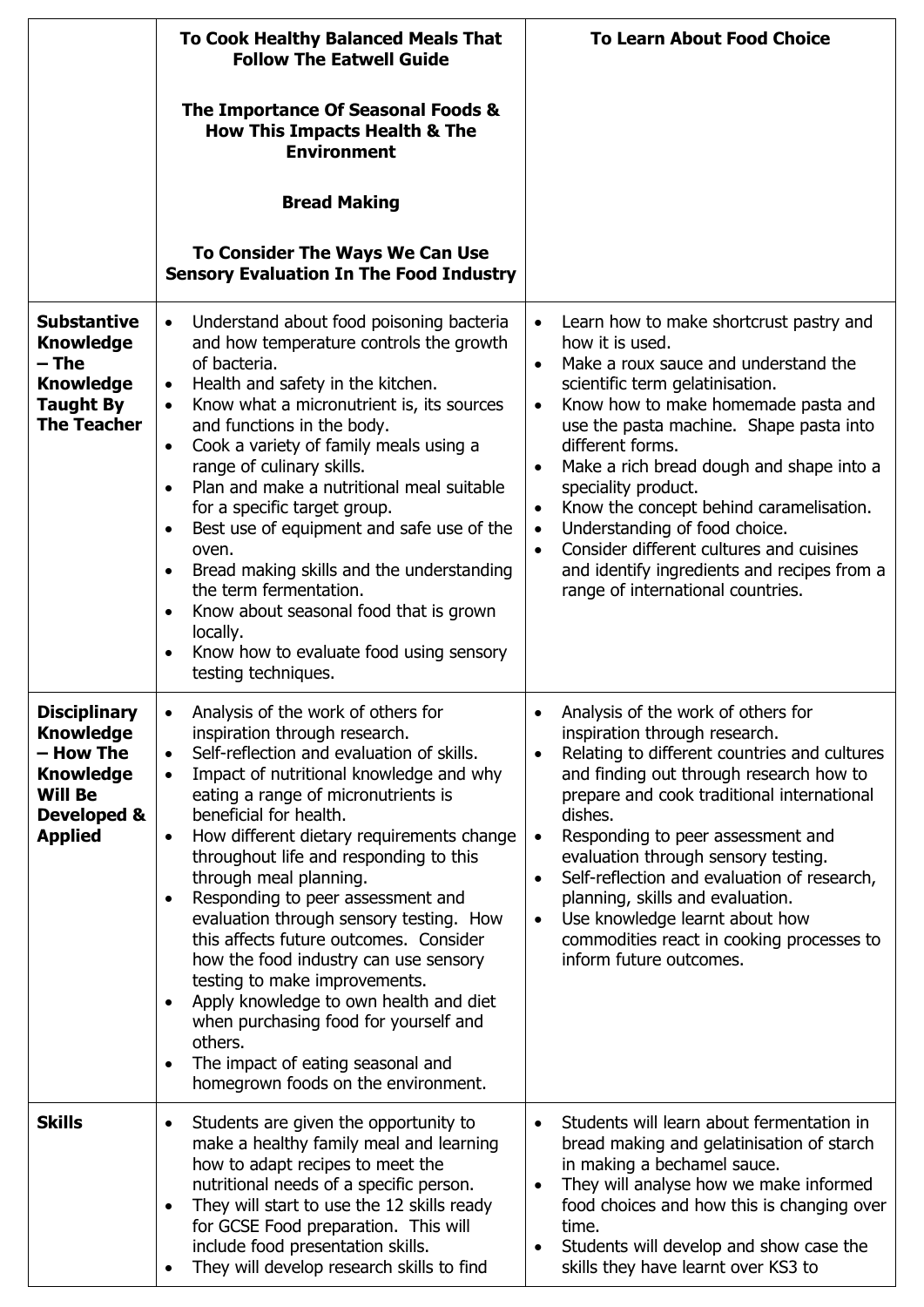| | **To Cook Healthy Balanced Meals That Follow The Eatwell Guide**<br><br>**The Importance Of Seasonal Foods & How This Impacts Health & The Environment**<br><br>**Bread Making**<br><br>**To Consider The Ways We Can Use Sensory Evaluation In The Food Industry** | **To Learn About Food Choice** |
|---|---|---|
| **Substantive Knowledge – The Knowledge Taught By The Teacher** | • Understand about food poisoning bacteria and how temperature controls the growth of bacteria.<br>• Health and safety in the kitchen.<br>• Know what a micronutrient is, its sources and functions in the body.<br>• Cook a variety of family meals using a range of culinary skills.<br>• Plan and make a nutritional meal suitable for a specific target group.<br>• Best use of equipment and safe use of the oven.<br>• Bread making skills and the understanding the term fermentation.<br>• Know about seasonal food that is grown locally.<br>• Know how to evaluate food using sensory testing techniques. | • Learn how to make shortcrust pastry and how it is used.<br>• Make a roux sauce and understand the scientific term gelatinisation.<br>• Know how to make homemade pasta and use the pasta machine. Shape pasta into different forms.<br>• Make a rich bread dough and shape into a speciality product.<br>• Know the concept behind caramelisation.<br>• Understanding of food choice.<br>• Consider different cultures and cuisines and identify ingredients and recipes from a range of international countries. |
| **Disciplinary Knowledge – How The Knowledge Will Be Developed & Applied** | • Analysis of the work of others for inspiration through research.<br>• Self-reflection and evaluation of skills.<br>• Impact of nutritional knowledge and why eating a range of micronutrients is beneficial for health.<br>• How different dietary requirements change throughout life and responding to this through meal planning.<br>• Responding to peer assessment and evaluation through sensory testing. How this affects future outcomes. Consider how the food industry can use sensory testing to make improvements.<br>• Apply knowledge to own health and diet when purchasing food for yourself and others.<br>• The impact of eating seasonal and homegrown foods on the environment. | • Analysis of the work of others for inspiration through research.<br>• Relating to different countries and cultures and finding out through research how to prepare and cook traditional international dishes.<br>• Responding to peer assessment and evaluation through sensory testing.<br>• Self-reflection and evaluation of research, planning, skills and evaluation.<br>• Use knowledge learnt about how commodities react in cooking processes to inform future outcomes. |
| **Skills** | • Students are given the opportunity to make a healthy family meal and learning how to adapt recipes to meet the nutritional needs of a specific person.<br>• They will start to use the 12 skills ready for GCSE Food preparation. This will include food presentation skills.<br>• They will develop research skills to find | • Students will learn about fermentation in bread making and gelatinisation of starch in making a bechamel sauce.<br>• They will analyse how we make informed food choices and how this is changing over time.<br>• Students will develop and show case the skills they have learnt over KS3 to |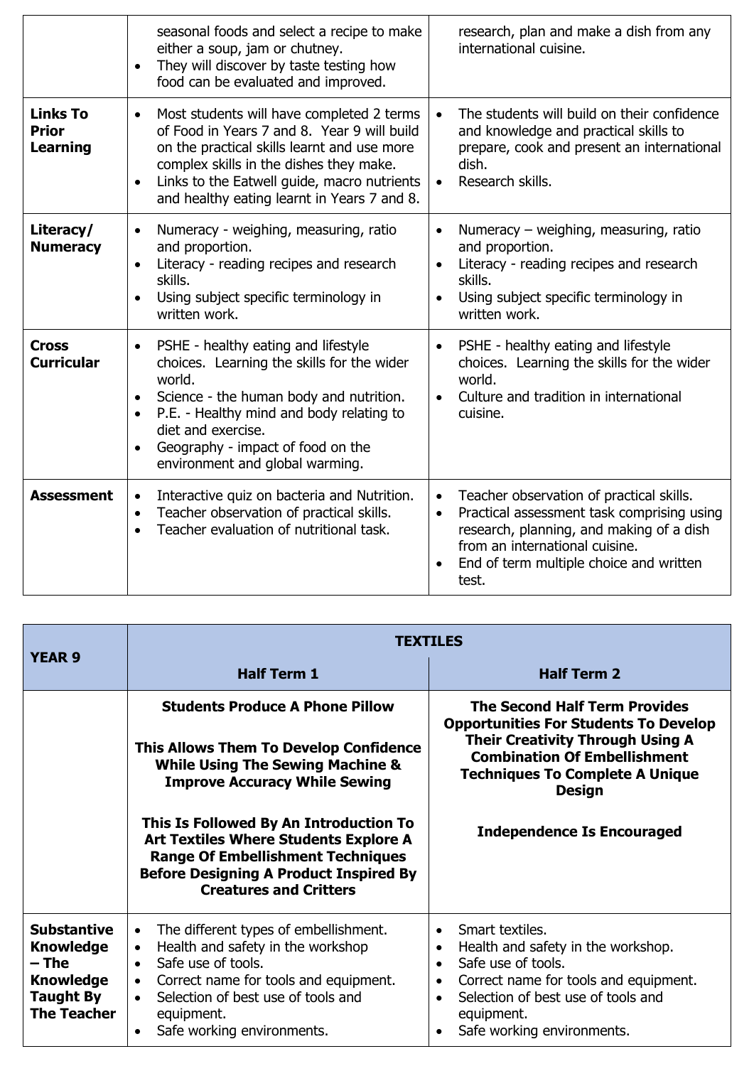| | | |
|---|---|---|
| | • seasonal foods and select a recipe to make either a soup, jam or chutney.<br>• They will discover by taste testing how food can be evaluated and improved. | research, plan and make a dish from any international cuisine. |
| **Links To Prior Learning** | • Most students will have completed 2 terms of Food in Years 7 and 8. Year 9 will build on the practical skills learnt and use more complex skills in the dishes they make.<br>• Links to the Eatwell guide, macro nutrients and healthy eating learnt in Years 7 and 8. | • The students will build on their confidence and knowledge and practical skills to prepare, cook and present an international dish.<br>• Research skills. |
| **Literacy/ Numeracy** | • Numeracy - weighing, measuring, ratio and proportion.<br>• Literacy - reading recipes and research skills.<br>• Using subject specific terminology in written work. | • Numeracy – weighing, measuring, ratio and proportion.<br>• Literacy - reading recipes and research skills.<br>• Using subject specific terminology in written work. |
| **Cross Curricular** | • PSHE - healthy eating and lifestyle choices. Learning the skills for the wider world.<br>• Science - the human body and nutrition.<br>• P.E. - Healthy mind and body relating to diet and exercise.<br>• Geography - impact of food on the environment and global warming. | • PSHE - healthy eating and lifestyle choices. Learning the skills for the wider world.<br>• Culture and tradition in international cuisine. |
| **Assessment** | • Interactive quiz on bacteria and Nutrition.<br>• Teacher observation of practical skills.<br>• Teacher evaluation of nutritional task. | • Teacher observation of practical skills.<br>• Practical assessment task comprising using research, planning, and making of a dish from an international cuisine.<br>• End of term multiple choice and written test. |

| **YEAR 9** | **TEXTILES** | |
|---|---|---|
| | **Half Term 1** | **Half Term 2** |
| | **Students Produce A Phone Pillow**<br><br>**This Allows Them To Develop Confidence While Using The Sewing Machine & Improve Accuracy While Sewing**<br><br>**This Is Followed By An Introduction To Art Textiles Where Students Explore A Range Of Embellishment Techniques Before Designing A Product Inspired By Creatures and Critters** | **The Second Half Term Provides Opportunities For Students To Develop Their Creativity Through Using A Combination Of Embellishment Techniques To Complete A Unique Design**<br><br>**Independence Is Encouraged** |
| **Substantive Knowledge – The Knowledge Taught By The Teacher** | • The different types of embellishment.<br>• Health and safety in the workshop<br>• Safe use of tools.<br>• Correct name for tools and equipment.<br>• Selection of best use of tools and equipment.<br>• Safe working environments. | • Smart textiles.<br>• Health and safety in the workshop.<br>• Safe use of tools.<br>• Correct name for tools and equipment.<br>• Selection of best use of tools and equipment.<br>• Safe working environments. |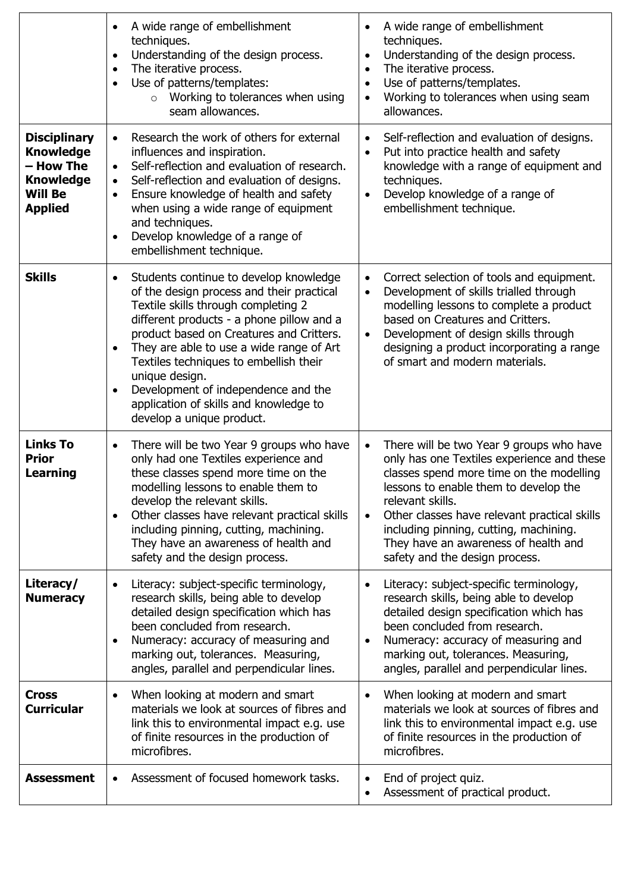| | | |
|---|---|---|
| | • A wide range of embellishment techniques.<br>• Understanding of the design process.<br>• The iterative process.<br>• Use of patterns/templates:<br>&nbsp;&nbsp;&nbsp;&nbsp;○ Working to tolerances when using seam allowances. | • A wide range of embellishment techniques.<br>• Understanding of the design process.<br>• The iterative process.<br>• Use of patterns/templates.<br>• Working to tolerances when using seam allowances. |
| **Disciplinary Knowledge – How The Knowledge Will Be Applied** | • Research the work of others for external influences and inspiration.<br>• Self-reflection and evaluation of research.<br>• Self-reflection and evaluation of designs.<br>• Ensure knowledge of health and safety when using a wide range of equipment and techniques.<br>• Develop knowledge of a range of embellishment technique. | • Self-reflection and evaluation of designs.<br>• Put into practice health and safety knowledge with a range of equipment and techniques.<br>• Develop knowledge of a range of embellishment technique. |
| **Skills** | • Students continue to develop knowledge of the design process and their practical Textile skills through completing 2 different products - a phone pillow and a product based on Creatures and Critters.<br>• They are able to use a wide range of Art Textiles techniques to embellish their unique design.<br>• Development of independence and the application of skills and knowledge to develop a unique product. | • Correct selection of tools and equipment.<br>• Development of skills trialled through modelling lessons to complete a product based on Creatures and Critters.<br>• Development of design skills through designing a product incorporating a range of smart and modern materials. |
| **Links To Prior Learning** | • There will be two Year 9 groups who have only had one Textiles experience and these classes spend more time on the modelling lessons to enable them to develop the relevant skills.<br>• Other classes have relevant practical skills including pinning, cutting, machining. They have an awareness of health and safety and the design process. | • There will be two Year 9 groups who have only has one Textiles experience and these classes spend more time on the modelling lessons to enable them to develop the relevant skills.<br>• Other classes have relevant practical skills including pinning, cutting, machining. They have an awareness of health and safety and the design process. |
| **Literacy/ Numeracy** | • Literacy: subject-specific terminology, research skills, being able to develop detailed design specification which has been concluded from research.<br>• Numeracy: accuracy of measuring and marking out, tolerances. Measuring, angles, parallel and perpendicular lines. | • Literacy: subject-specific terminology, research skills, being able to develop detailed design specification which has been concluded from research.<br>• Numeracy: accuracy of measuring and marking out, tolerances. Measuring, angles, parallel and perpendicular lines. |
| **Cross Curricular** | • When looking at modern and smart materials we look at sources of fibres and link this to environmental impact e.g. use of finite resources in the production of microfibres. | • When looking at modern and smart materials we look at sources of fibres and link this to environmental impact e.g. use of finite resources in the production of microfibres. |
| **Assessment** | • Assessment of focused homework tasks. | • End of project quiz.<br>• Assessment of practical product. |